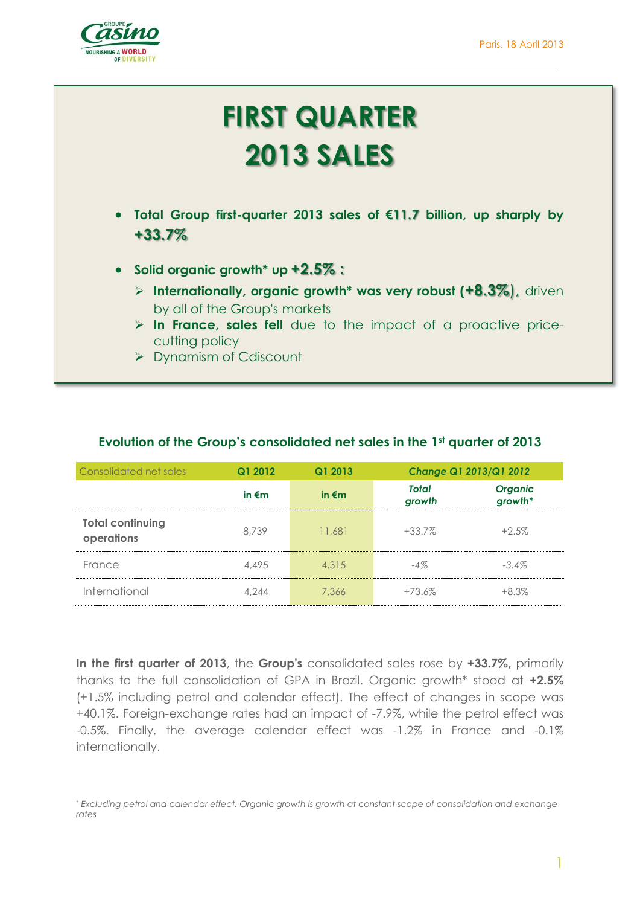Paris, 18 April 2013

# FIRST QUARTER 2013 SALES

- **Total Group first-quarter 2013 sales of €11.7 billion, up sharply by +33.7%**
- **Solid organic growth* up +2.5% :**
  - **Internationally, organic growth* was very robust (+8.3%)**, driven by all of the Group's markets
  - **In France, sales fell** due to the impact of a proactive price-cutting policy
  - Dynamism of Cdiscount

### Evolution of the Group's consolidated net sales in the 1st quarter of 2013

| Consolidated net sales | Q1 2012 | Q1 2013 | Change Q1 2013/Q1 2012 | |
|---|---|---|---|---|
| | in €m | in €m | *Total growth* | *Organic growth** |
| **Total continuing operations** | 8,739 | 11,681 | +33.7% | +2.5% |
| France | 4,495 | 4,315 | -4% | -3.4% |
| International | 4,244 | 7,366 | +73.6% | +8.3% |

**In the first quarter of 2013**, the **Group's** consolidated sales rose by **+33.7%,** primarily thanks to the full consolidation of GPA in Brazil. Organic growth* stood at **+2.5%** (+1.5% including petrol and calendar effect). The effect of changes in scope was +40.1%. Foreign-exchange rates had an impact of -7.9%, while the petrol effect was -0.5%. Finally, the average calendar effect was -1.2% in France and -0.1% internationally.

*\* Excluding petrol and calendar effect. Organic growth is growth at constant scope of consolidation and exchange rates*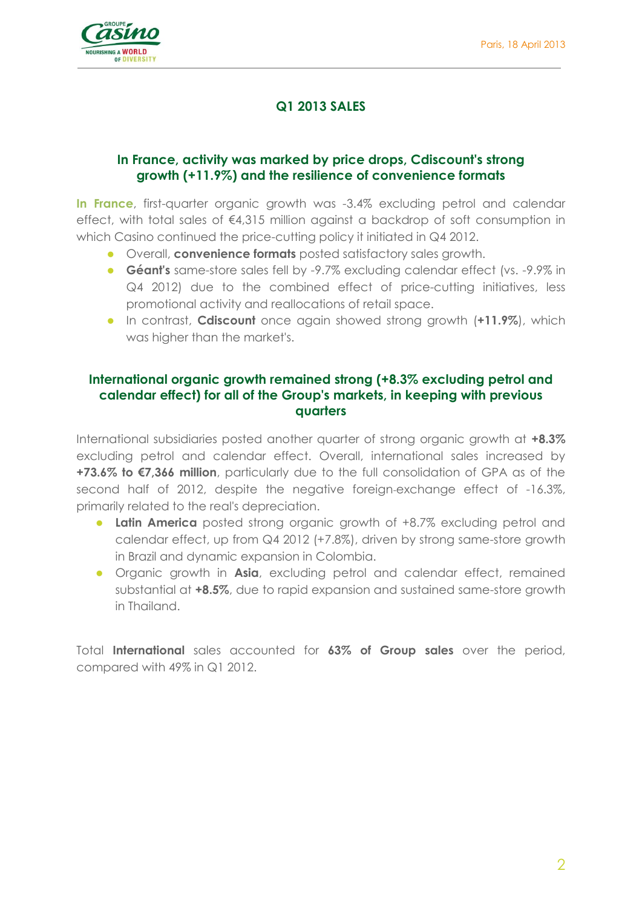Paris, 18 April 2013

# Q1 2013 SALES

## In France, activity was marked by price drops, Cdiscount's strong growth (+11.9%) and the resilience of convenience formats

**In France**, first-quarter organic growth was -3.4% excluding petrol and calendar effect, with total sales of €4,315 million against a backdrop of soft consumption in which Casino continued the price-cutting policy it initiated in Q4 2012.

- Overall, **convenience formats** posted satisfactory sales growth.
- **Géant's** same-store sales fell by -9.7% excluding calendar effect (vs. -9.9% in Q4 2012) due to the combined effect of price-cutting initiatives, less promotional activity and reallocations of retail space.
- In contrast, **Cdiscount** once again showed strong growth (**+11.9%**), which was higher than the market's.

## International organic growth remained strong (+8.3% excluding petrol and calendar effect) for all of the Group's markets, in keeping with previous quarters

International subsidiaries posted another quarter of strong organic growth at **+8.3%** excluding petrol and calendar effect. Overall, international sales increased by **+73.6% to €7,366 million**, particularly due to the full consolidation of GPA as of the second half of 2012, despite the negative foreign-exchange effect of -16.3%, primarily related to the real's depreciation.

- **Latin America** posted strong organic growth of +8.7% excluding petrol and calendar effect, up from Q4 2012 (+7.8%), driven by strong same-store growth in Brazil and dynamic expansion in Colombia.
- Organic growth in **Asia**, excluding petrol and calendar effect, remained substantial at **+8.5%**, due to rapid expansion and sustained same-store growth in Thailand.

Total **International** sales accounted for **63% of Group sales** over the period, compared with 49% in Q1 2012.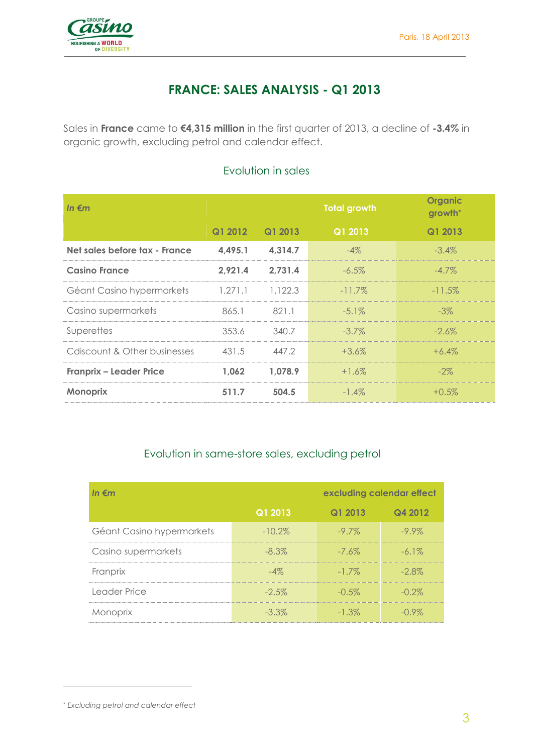# FRANCE: SALES ANALYSIS - Q1 2013

Sales in **France** came to **€4,315 million** in the first quarter of 2013, a decline of **-3.4%** in organic growth, excluding petrol and calendar effect.

## Evolution in sales

| *In €m* | | | Total growth | Organic growth* |
|---|---|---|---|---|
| | Q1 2012 | Q1 2013 | Q1 2013 | Q1 2013 |
| **Net sales before tax - France** | **4,495.1** | **4,314.7** | -4% | -3.4% |
| **Casino France** | **2,921.4** | **2,731.4** | -6.5% | -4.7% |
| Géant Casino hypermarkets | 1,271.1 | 1,122.3 | -11.7% | -11.5% |
| Casino supermarkets | 865.1 | 821.1 | -5.1% | -3% |
| Superettes | 353.6 | 340.7 | -3.7% | -2.6% |
| Cdiscount & Other businesses | 431.5 | 447.2 | +3.6% | +6.4% |
| **Franprix – Leader Price** | **1,062** | **1,078.9** | +1.6% | -2% |
| **Monoprix** | **511.7** | **504.5** | -1.4% | +0.5% |

## Evolution in same-store sales, excluding petrol

| *In €m* | | excluding calendar effect | |
|---|---|---|---|
| | Q1 2013 | Q1 2013 | Q4 2012 |
| Géant Casino hypermarkets | -10.2% | -9.7% | -9.9% |
| Casino supermarkets | -8.3% | -7.6% | -6.1% |
| Franprix | -4% | -1.7% | -2.8% |
| Leader Price | -2.5% | -0.5% | -0.2% |
| Monoprix | -3.3% | -1.3% | -0.9% |

\* *Excluding petrol and calendar effect*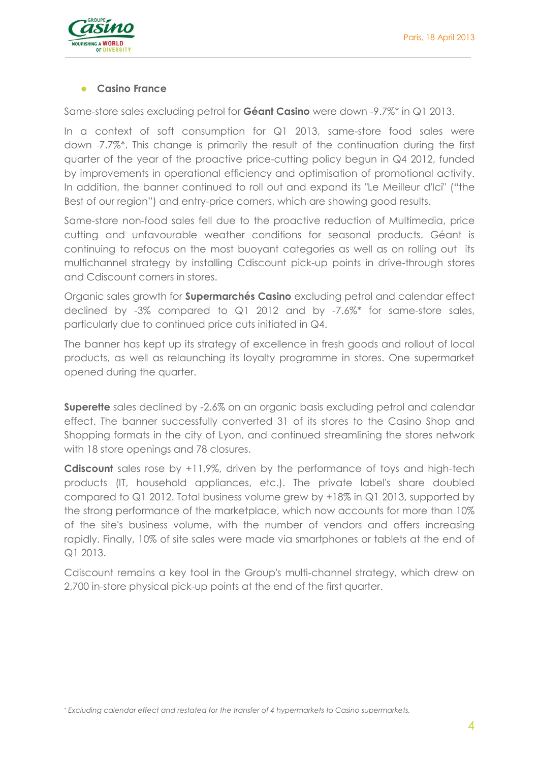- **Casino France**

Same-store sales excluding petrol for **Géant Casino** were down -9.7%* in Q1 2013.

In a context of soft consumption for Q1 2013, same-store food sales were down -7.7%*. This change is primarily the result of the continuation during the first quarter of the year of the proactive price-cutting policy begun in Q4 2012, funded by improvements in operational efficiency and optimisation of promotional activity. In addition, the banner continued to roll out and expand its "Le Meilleur d'Ici" ("the Best of our region") and entry-price corners, which are showing good results.

Same-store non-food sales fell due to the proactive reduction of Multimedia, price cutting and unfavourable weather conditions for seasonal products. Géant is continuing to refocus on the most buoyant categories as well as on rolling out its multichannel strategy by installing Cdiscount pick-up points in drive-through stores and Cdiscount corners in stores.

Organic sales growth for **Supermarchés Casino** excluding petrol and calendar effect declined by -3% compared to Q1 2012 and by -7.6%* for same-store sales, particularly due to continued price cuts initiated in Q4.

The banner has kept up its strategy of excellence in fresh goods and rollout of local products, as well as relaunching its loyalty programme in stores. One supermarket opened during the quarter.

**Superette** sales declined by -2.6% on an organic basis excluding petrol and calendar effect. The banner successfully converted 31 of its stores to the Casino Shop and Shopping formats in the city of Lyon, and continued streamlining the stores network with 18 store openings and 78 closures.

**Cdiscount** sales rose by +11,9%, driven by the performance of toys and high-tech products (IT, household appliances, etc.). The private label's share doubled compared to Q1 2012. Total business volume grew by +18% in Q1 2013, supported by the strong performance of the marketplace, which now accounts for more than 10% of the site's business volume, with the number of vendors and offers increasing rapidly. Finally, 10% of site sales were made via smartphones or tablets at the end of Q1 2013.

Cdiscount remains a key tool in the Group's multi-channel strategy, which drew on 2,700 in-store physical pick-up points at the end of the first quarter.

*\* Excluding calendar effect and restated for the transfer of 4 hypermarkets to Casino supermarkets.*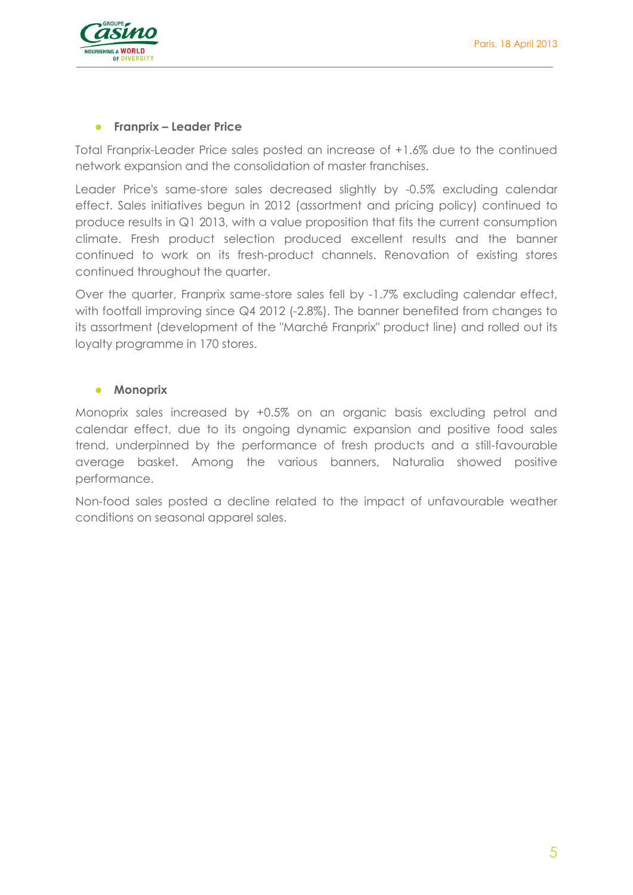- **Franprix – Leader Price**

Total Franprix-Leader Price sales posted an increase of +1.6% due to the continued network expansion and the consolidation of master franchises.

Leader Price's same-store sales decreased slightly by -0.5% excluding calendar effect. Sales initiatives begun in 2012 (assortment and pricing policy) continued to produce results in Q1 2013, with a value proposition that fits the current consumption climate. Fresh product selection produced excellent results and the banner continued to work on its fresh-product channels. Renovation of existing stores continued throughout the quarter.

Over the quarter, Franprix same-store sales fell by -1.7% excluding calendar effect, with footfall improving since Q4 2012 (-2.8%). The banner benefited from changes to its assortment (development of the "Marché Franprix" product line) and rolled out its loyalty programme in 170 stores.

- **Monoprix**

Monoprix sales increased by +0.5% on an organic basis excluding petrol and calendar effect, due to its ongoing dynamic expansion and positive food sales trend, underpinned by the performance of fresh products and a still-favourable average basket. Among the various banners, Naturalia showed positive performance.

Non-food sales posted a decline related to the impact of unfavourable weather conditions on seasonal apparel sales.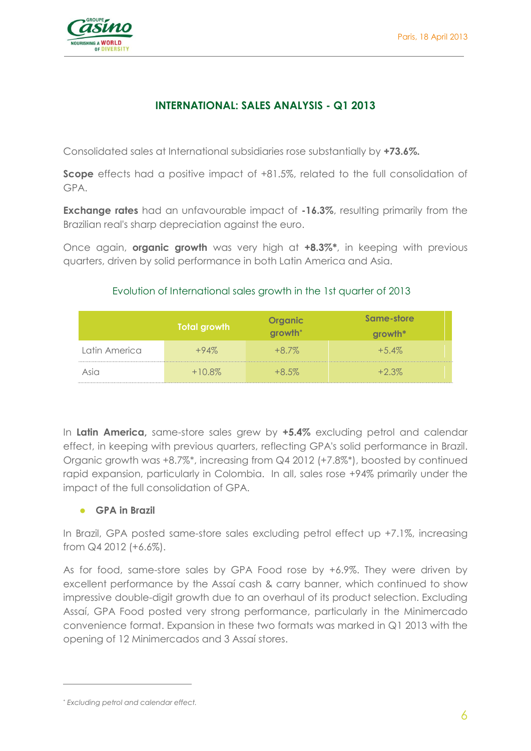## INTERNATIONAL: SALES ANALYSIS - Q1 2013

Consolidated sales at International subsidiaries rose substantially by **+73.6%.**

**Scope** effects had a positive impact of +81.5%, related to the full consolidation of GPA.

**Exchange rates** had an unfavourable impact of **-16.3%**, resulting primarily from the Brazilian real's sharp depreciation against the euro.

Once again, **organic growth** was very high at **+8.3%***, in keeping with previous quarters, driven by solid performance in both Latin America and Asia.

Evolution of International sales growth in the 1st quarter of 2013

| | Total growth | Organic growth* | Same-store growth* |
|---|---|---|---|
| Latin America | +94% | +8.7% | +5.4% |
| Asia | +10.8% | +8.5% | +2.3% |

In **Latin America,** same-store sales grew by **+5.4%** excluding petrol and calendar effect, in keeping with previous quarters, reflecting GPA's solid performance in Brazil. Organic growth was +8.7%*, increasing from Q4 2012 (+7.8%*), boosted by continued rapid expansion, particularly in Colombia. In all, sales rose +94% primarily under the impact of the full consolidation of GPA.

- **GPA in Brazil**

In Brazil, GPA posted same-store sales excluding petrol effect up +7.1%, increasing from Q4 2012 (+6.6%).

As for food, same-store sales by GPA Food rose by +6.9%. They were driven by excellent performance by the Assaí cash & carry banner, which continued to show impressive double-digit growth due to an overhaul of its product selection. Excluding Assaí, GPA Food posted very strong performance, particularly in the Minimercado convenience format. Expansion in these two formats was marked in Q1 2013 with the opening of 12 Minimercados and 3 Assaí stores.

---

* *Excluding petrol and calendar effect.*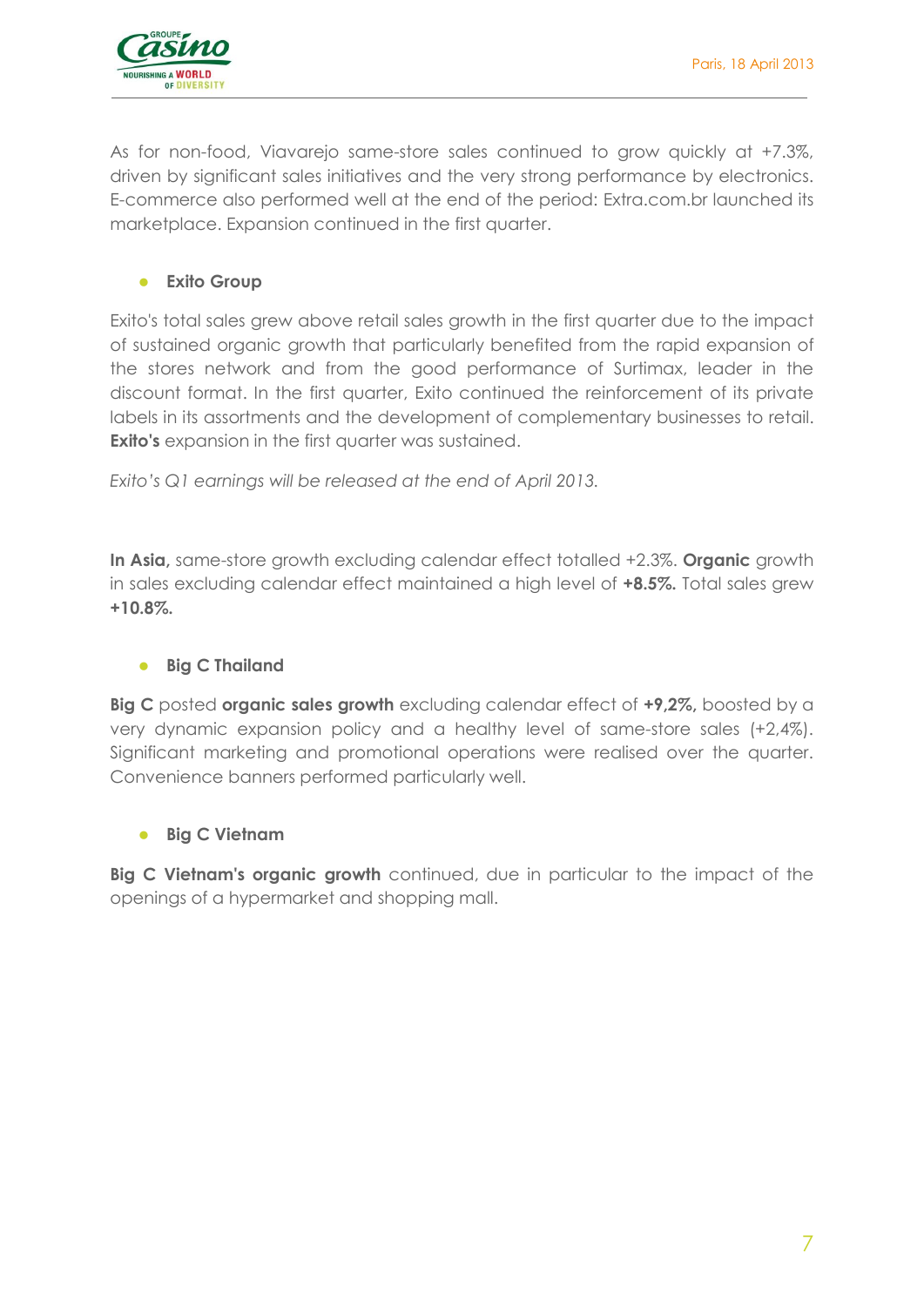As for non-food, Viavarejo same-store sales continued to grow quickly at +7.3%, driven by significant sales initiatives and the very strong performance by electronics. E-commerce also performed well at the end of the period: Extra.com.br launched its marketplace. Expansion continued in the first quarter.

- **Exito Group**

Exito's total sales grew above retail sales growth in the first quarter due to the impact of sustained organic growth that particularly benefited from the rapid expansion of the stores network and from the good performance of Surtimax, leader in the discount format. In the first quarter, Exito continued the reinforcement of its private labels in its assortments and the development of complementary businesses to retail. **Exito's** expansion in the first quarter was sustained.

*Exito's Q1 earnings will be released at the end of April 2013.*

**In Asia,** same-store growth excluding calendar effect totalled +2.3%. **Organic** growth in sales excluding calendar effect maintained a high level of **+8.5%.** Total sales grew **+10.8%.**

- **Big C Thailand**

**Big C** posted **organic sales growth** excluding calendar effect of **+9,2%,** boosted by a very dynamic expansion policy and a healthy level of same-store sales (+2,4%). Significant marketing and promotional operations were realised over the quarter. Convenience banners performed particularly well.

- **Big C Vietnam**

**Big C Vietnam's organic growth** continued, due in particular to the impact of the openings of a hypermarket and shopping mall.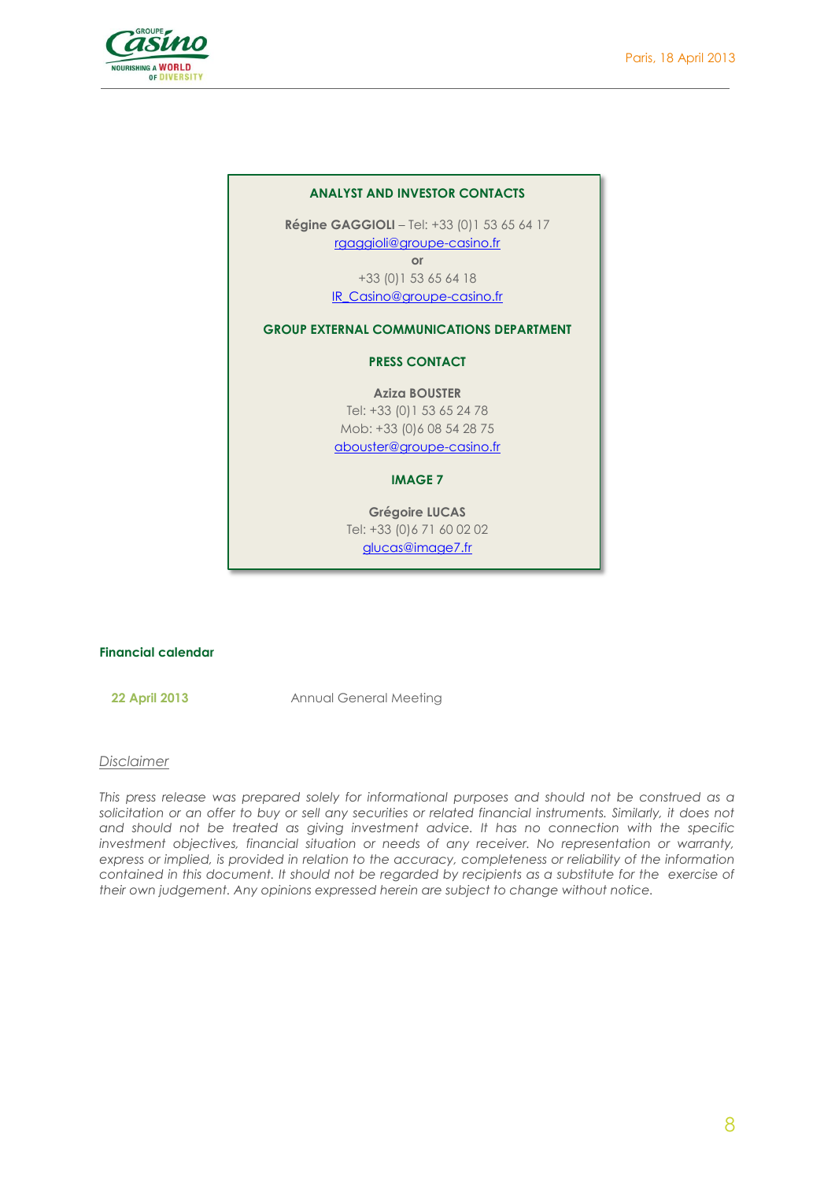Paris, 18 April 2013

**ANALYST AND INVESTOR CONTACTS**

**Régine GAGGIOLI** – Tel: +33 (0)1 53 65 64 17
rgaggioli@groupe-casino.fr
**or**
+33 (0)1 53 65 64 18
IR_Casino@groupe-casino.fr

**GROUP EXTERNAL COMMUNICATIONS DEPARTMENT**

**PRESS CONTACT**

**Aziza BOUSTER**
Tel: +33 (0)1 53 65 24 78
Mob: +33 (0)6 08 54 28 75
abouster@groupe-casino.fr

**IMAGE 7**

**Grégoire LUCAS**
Tel: +33 (0)6 71 60 02 02
glucas@image7.fr

**Financial calendar**

| | |
|---|---|
| **22 April 2013** | Annual General Meeting |

<u>*Disclaimer*</u>

*This press release was prepared solely for informational purposes and should not be construed as a solicitation or an offer to buy or sell any securities or related financial instruments. Similarly, it does not and should not be treated as giving investment advice. It has no connection with the specific investment objectives, financial situation or needs of any receiver. No representation or warranty, express or implied, is provided in relation to the accuracy, completeness or reliability of the information contained in this document. It should not be regarded by recipients as a substitute for the exercise of their own judgement. Any opinions expressed herein are subject to change without notice.*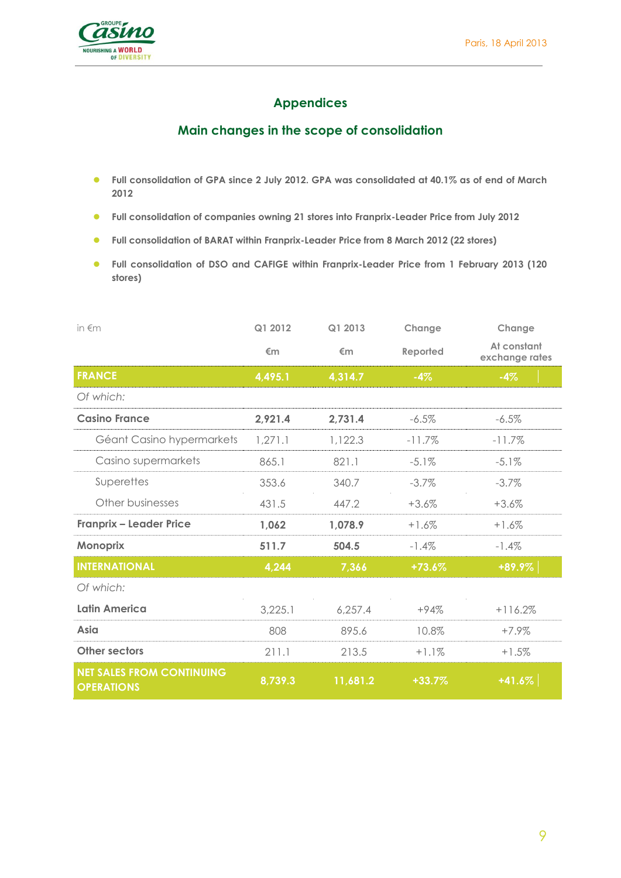Paris, 18 April 2013

## Appendices

### Main changes in the scope of consolidation

- **Full consolidation of GPA since 2 July 2012. GPA was consolidated at 40.1% as of end of March 2012**
- **Full consolidation of companies owning 21 stores into Franprix-Leader Price from July 2012**
- **Full consolidation of BARAT within Franprix-Leader Price from 8 March 2012 (22 stores)**
- **Full consolidation of DSO and CAFIGE within Franprix-Leader Price from 1 February 2013 (120 stores)**

| in €m | Q1 2012 | Q1 2013 | Change | Change |
|---|---|---|---|---|
| | €m | €m | Reported | At constant exchange rates |
| **FRANCE** | **4,495.1** | **4,314.7** | **-4%** | **-4%** |
| *Of which:* | | | | |
| **Casino France** | **2,921.4** | **2,731.4** | -6.5% | -6.5% |
| Géant Casino hypermarkets | 1,271.1 | 1,122.3 | -11.7% | -11.7% |
| Casino supermarkets | 865.1 | 821.1 | -5.1% | -5.1% |
| Superettes | 353.6 | 340.7 | -3.7% | -3.7% |
| Other businesses | 431.5 | 447.2 | +3.6% | +3.6% |
| **Franprix – Leader Price** | **1,062** | **1,078.9** | +1.6% | +1.6% |
| **Monoprix** | **511.7** | **504.5** | -1.4% | -1.4% |
| **INTERNATIONAL** | **4,244** | **7,366** | **+73.6%** | **+89.9%** |
| *Of which:* | | | | |
| **Latin America** | 3,225.1 | 6,257.4 | +94% | +116.2% |
| **Asia** | 808 | 895.6 | 10.8% | +7.9% |
| **Other sectors** | 211.1 | 213.5 | +1.1% | +1.5% |
| **NET SALES FROM CONTINUING OPERATIONS** | **8,739.3** | **11,681.2** | **+33.7%** | **+41.6%** |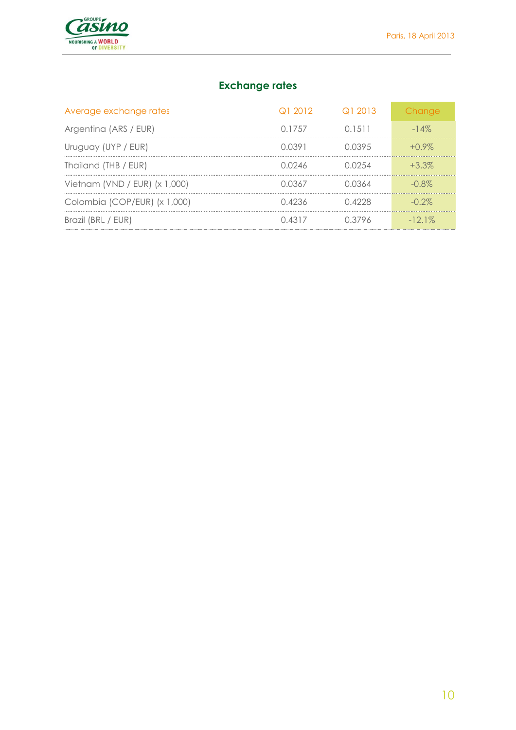## Exchange rates

| Average exchange rates | Q1 2012 | Q1 2013 | Change |
|---|---|---|---|
| Argentina (ARS / EUR) | 0.1757 | 0.1511 | -14% |
| Uruguay (UYP / EUR) | 0.0391 | 0.0395 | +0.9% |
| Thailand (THB / EUR) | 0.0246 | 0.0254 | +3.3% |
| Vietnam (VND / EUR) (x 1,000) | 0.0367 | 0.0364 | -0.8% |
| Colombia (COP/EUR) (x 1,000) | 0.4236 | 0.4228 | -0.2% |
| Brazil (BRL / EUR) | 0.4317 | 0.3796 | -12.1% |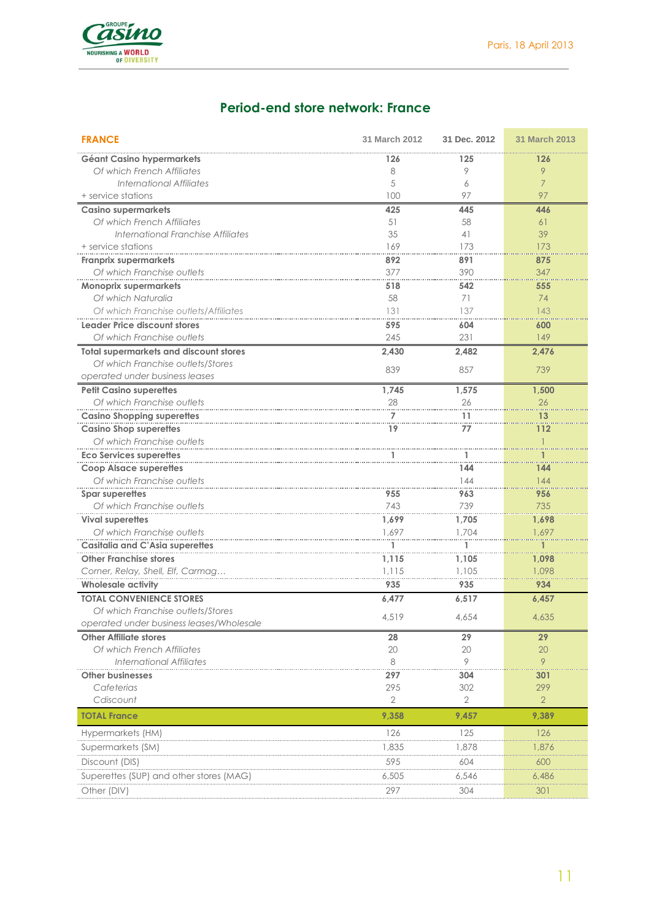## Period-end store network: France

| FRANCE | 31 March 2012 | 31 Dec. 2012 | 31 March 2013 |
|---|---|---|---|
| **Géant Casino hypermarkets** | **126** | **125** | **126** |
| *Of which French Affiliates* | 8 | 9 | 9 |
| *International Affiliates* | 5 | 6 | 7 |
| + service stations | 100 | 97 | 97 |
| **Casino supermarkets** | **425** | **445** | **446** |
| *Of which French Affiliates* | 51 | 58 | 61 |
| *International Franchise Affiliates* | 35 | 41 | 39 |
| + service stations | 169 | 173 | 173 |
| **Franprix supermarkets** | **892** | **891** | **875** |
| *Of which Franchise outlets* | 377 | 390 | 347 |
| **Monoprix supermarkets** | **518** | **542** | **555** |
| *Of which Naturalia* | 58 | 71 | 74 |
| *Of which Franchise outlets/Affiliates* | 131 | 137 | 143 |
| **Leader Price discount stores** | **595** | **604** | **600** |
| *Of which Franchise outlets* | 245 | 231 | 149 |
| **Total supermarkets and discount stores** | **2,430** | **2,482** | **2,476** |
| *Of which Franchise outlets/Stores* operated under business leases | 839 | 857 | 739 |
| **Petit Casino superettes** | **1,745** | **1,575** | **1,500** |
| *Of which Franchise outlets* | 28 | 26 | 26 |
| **Casino Shopping superettes** | **7** | **11** | **13** |
| **Casino Shop superettes** | **19** | **77** | **112** |
| *Of which Franchise outlets* | | | 1 |
| **Eco Services superettes** | **1** | **1** | **1** |
| **Coop Alsace superettes** | | **144** | **144** |
| *Of which Franchise outlets* | | 144 | 144 |
| **Spar superettes** | **955** | **963** | **956** |
| *Of which Franchise outlets* | 743 | 739 | 735 |
| **Vival superettes** | **1,699** | **1,705** | **1,698** |
| *Of which Franchise outlets* | 1,697 | 1,704 | 1,697 |
| **Casitalia and C'Asia superettes** | **1** | **1** | **1** |
| **Other Franchise stores** | **1,115** | **1,105** | **1,098** |
| *Corner, Relay, Shell, Elf, Carmag…* | 1,115 | 1,105 | 1,098 |
| **Wholesale activity** | **935** | **935** | **934** |
| **TOTAL CONVENIENCE STORES** | **6,477** | **6,517** | **6,457** |
| *Of which Franchise outlets/Stores* operated under business leases/Wholesale | 4,519 | 4,654 | 4,635 |
| **Other Affiliate stores** | **28** | **29** | **29** |
| *Of which French Affiliates* | 20 | 20 | 20 |
| *International Affiliates* | 8 | 9 | 9 |
| **Other businesses** | **297** | **304** | **301** |
| *Cafeterias* | 295 | 302 | 299 |
| *Cdiscount* | 2 | 2 | 2 |
| **TOTAL France** | **9,358** | **9,457** | **9,389** |
| Hypermarkets (HM) | 126 | 125 | 126 |
| Supermarkets (SM) | 1,835 | 1,878 | 1,876 |
| Discount (DIS) | 595 | 604 | 600 |
| Superettes (SUP) and other stores (MAG) | 6,505 | 6,546 | 6,486 |
| Other (DIV) | 297 | 304 | 301 |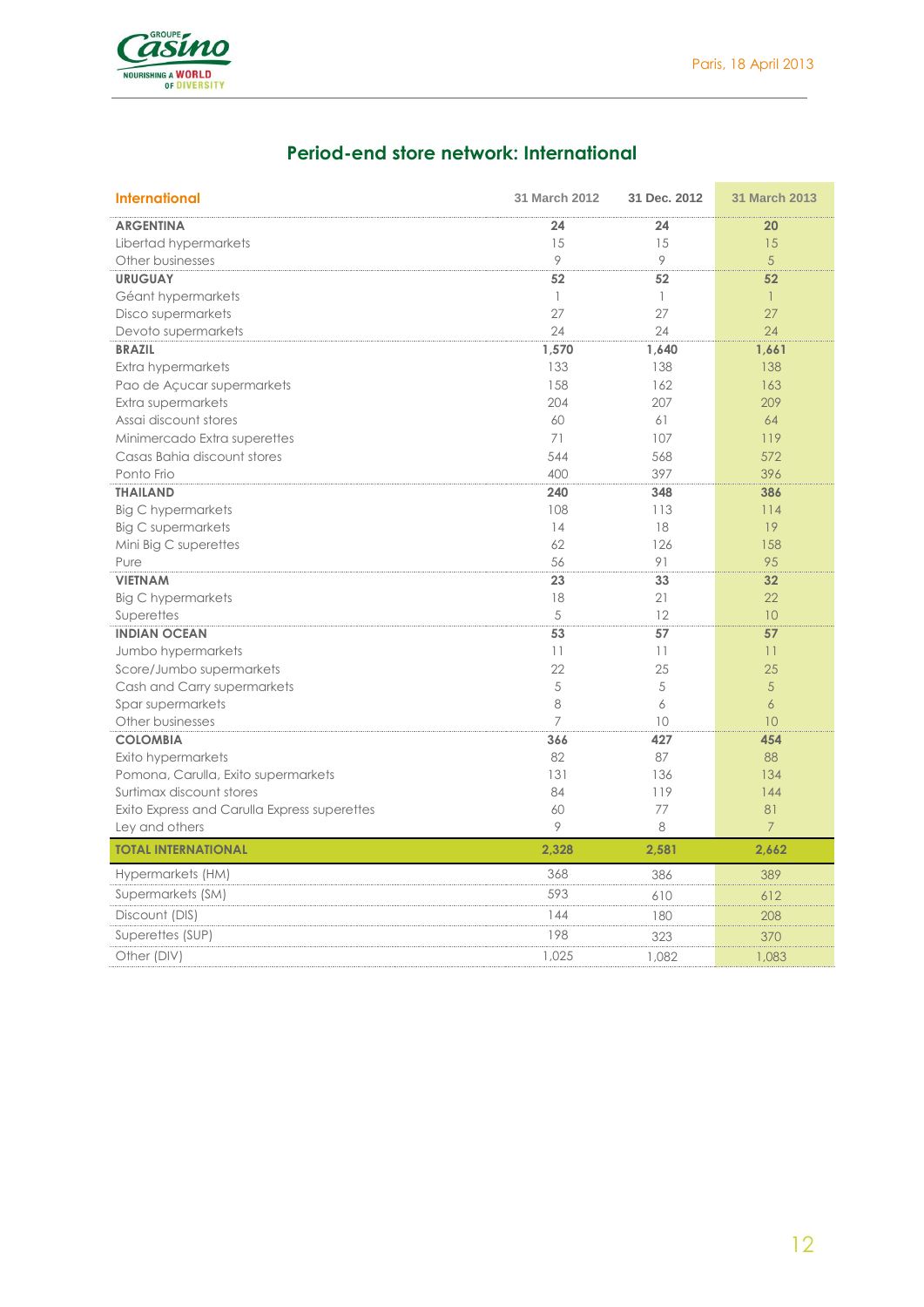## Period-end store network: International

| International | 31 March 2012 | 31 Dec. 2012 | 31 March 2013 |
|---|---|---|---|
| **ARGENTINA** | **24** | **24** | **20** |
| Libertad hypermarkets | 15 | 15 | 15 |
| Other businesses | 9 | 9 | 5 |
| **URUGUAY** | **52** | **52** | **52** |
| Géant hypermarkets | 1 | 1 | 1 |
| Disco supermarkets | 27 | 27 | 27 |
| Devoto supermarkets | 24 | 24 | 24 |
| **BRAZIL** | **1,570** | **1,640** | **1,661** |
| Extra hypermarkets | 133 | 138 | 138 |
| Pao de Açucar supermarkets | 158 | 162 | 163 |
| Extra supermarkets | 204 | 207 | 209 |
| Assai discount stores | 60 | 61 | 64 |
| Minimercado Extra superettes | 71 | 107 | 119 |
| Casas Bahia discount stores | 544 | 568 | 572 |
| Ponto Frio | 400 | 397 | 396 |
| **THAILAND** | **240** | **348** | **386** |
| Big C hypermarkets | 108 | 113 | 114 |
| Big C supermarkets | 14 | 18 | 19 |
| Mini Big C superettes | 62 | 126 | 158 |
| Pure | 56 | 91 | 95 |
| **VIETNAM** | **23** | **33** | **32** |
| Big C hypermarkets | 18 | 21 | 22 |
| Superettes | 5 | 12 | 10 |
| **INDIAN OCEAN** | **53** | **57** | **57** |
| Jumbo hypermarkets | 11 | 11 | 11 |
| Score/Jumbo supermarkets | 22 | 25 | 25 |
| Cash and Carry supermarkets | 5 | 5 | 5 |
| Spar supermarkets | 8 | 6 | 6 |
| Other businesses | 7 | 10 | 10 |
| **COLOMBIA** | **366** | **427** | **454** |
| Exito hypermarkets | 82 | 87 | 88 |
| Pomona, Carulla, Exito supermarkets | 131 | 136 | 134 |
| Surtimax discount stores | 84 | 119 | 144 |
| Exito Express and Carulla Express superettes | 60 | 77 | 81 |
| Ley and others | 9 | 8 | 7 |
| **TOTAL INTERNATIONAL** | **2,328** | **2,581** | **2,662** |
| Hypermarkets (HM) | 368 | 386 | 389 |
| Supermarkets (SM) | 593 | 610 | 612 |
| Discount (DIS) | 144 | 180 | 208 |
| Superettes (SUP) | 198 | 323 | 370 |
| Other (DIV) | 1,025 | 1,082 | 1,083 |